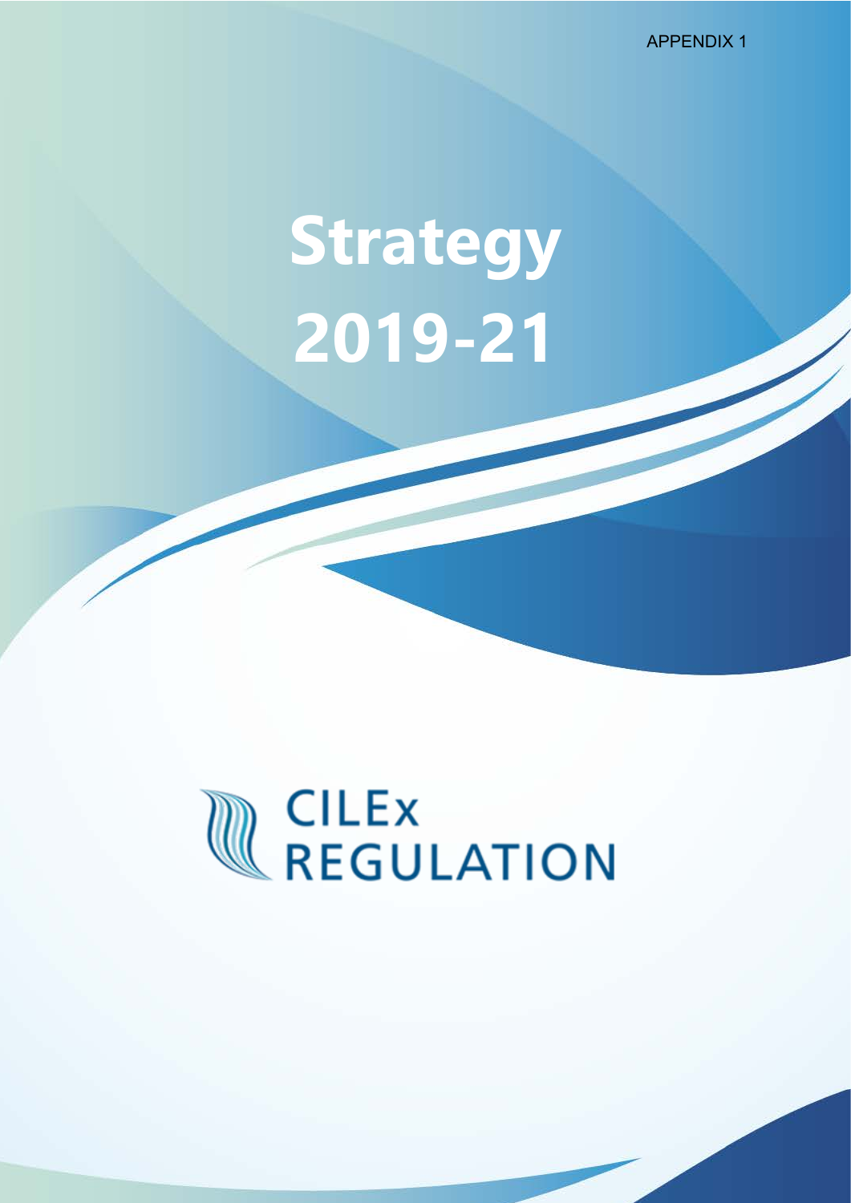APPENDIX 1

# Strategy 2019-21

CILEx REGULATION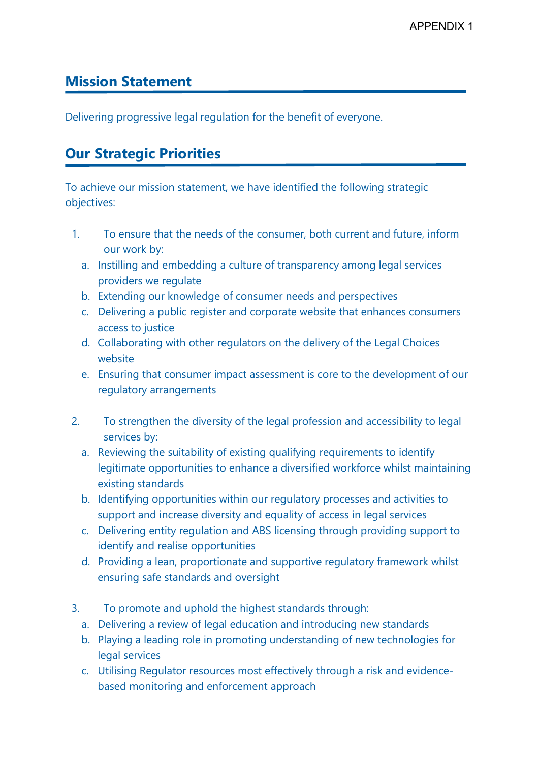APPENDIX 1

## Mission Statement

Delivering progressive legal regulation for the benefit of everyone.

## Our Strategic Priorities

To achieve our mission statement, we have identified the following strategic objectives:

1. To ensure that the needs of the consumer, both current and future, inform our work by:
   a. Instilling and embedding a culture of transparency among legal services providers we regulate
   b. Extending our knowledge of consumer needs and perspectives
   c. Delivering a public register and corporate website that enhances consumers access to justice
   d. Collaborating with other regulators on the delivery of the Legal Choices website
   e. Ensuring that consumer impact assessment is core to the development of our regulatory arrangements

2. To strengthen the diversity of the legal profession and accessibility to legal services by:
   a. Reviewing the suitability of existing qualifying requirements to identify legitimate opportunities to enhance a diversified workforce whilst maintaining existing standards
   b. Identifying opportunities within our regulatory processes and activities to support and increase diversity and equality of access in legal services
   c. Delivering entity regulation and ABS licensing through providing support to identify and realise opportunities
   d. Providing a lean, proportionate and supportive regulatory framework whilst ensuring safe standards and oversight

3. To promote and uphold the highest standards through:
   a. Delivering a review of legal education and introducing new standards
   b. Playing a leading role in promoting understanding of new technologies for legal services
   c. Utilising Regulator resources most effectively through a risk and evidence-based monitoring and enforcement approach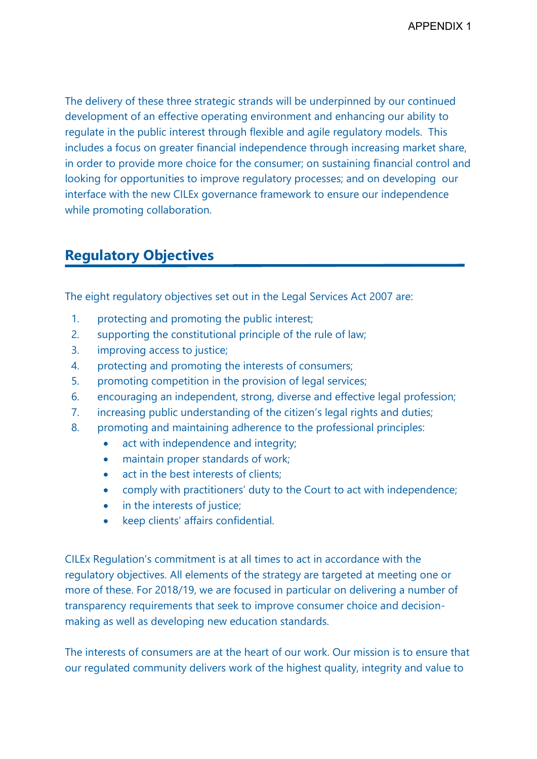The delivery of these three strategic strands will be underpinned by our continued development of an effective operating environment and enhancing our ability to regulate in the public interest through flexible and agile regulatory models. This includes a focus on greater financial independence through increasing market share, in order to provide more choice for the consumer; on sustaining financial control and looking for opportunities to improve regulatory processes; and on developing our interface with the new CILEx governance framework to ensure our independence while promoting collaboration.

## Regulatory Objectives

The eight regulatory objectives set out in the Legal Services Act 2007 are:

1. protecting and promoting the public interest;
2. supporting the constitutional principle of the rule of law;
3. improving access to justice;
4. protecting and promoting the interests of consumers;
5. promoting competition in the provision of legal services;
6. encouraging an independent, strong, diverse and effective legal profession;
7. increasing public understanding of the citizen's legal rights and duties;
8. promoting and maintaining adherence to the professional principles:
    - act with independence and integrity;
    - maintain proper standards of work;
    - act in the best interests of clients;
    - comply with practitioners' duty to the Court to act with independence;
    - in the interests of justice;
    - keep clients' affairs confidential.

CILEx Regulation's commitment is at all times to act in accordance with the regulatory objectives. All elements of the strategy are targeted at meeting one or more of these. For 2018/19, we are focused in particular on delivering a number of transparency requirements that seek to improve consumer choice and decision-making as well as developing new education standards.

The interests of consumers are at the heart of our work. Our mission is to ensure that our regulated community delivers work of the highest quality, integrity and value to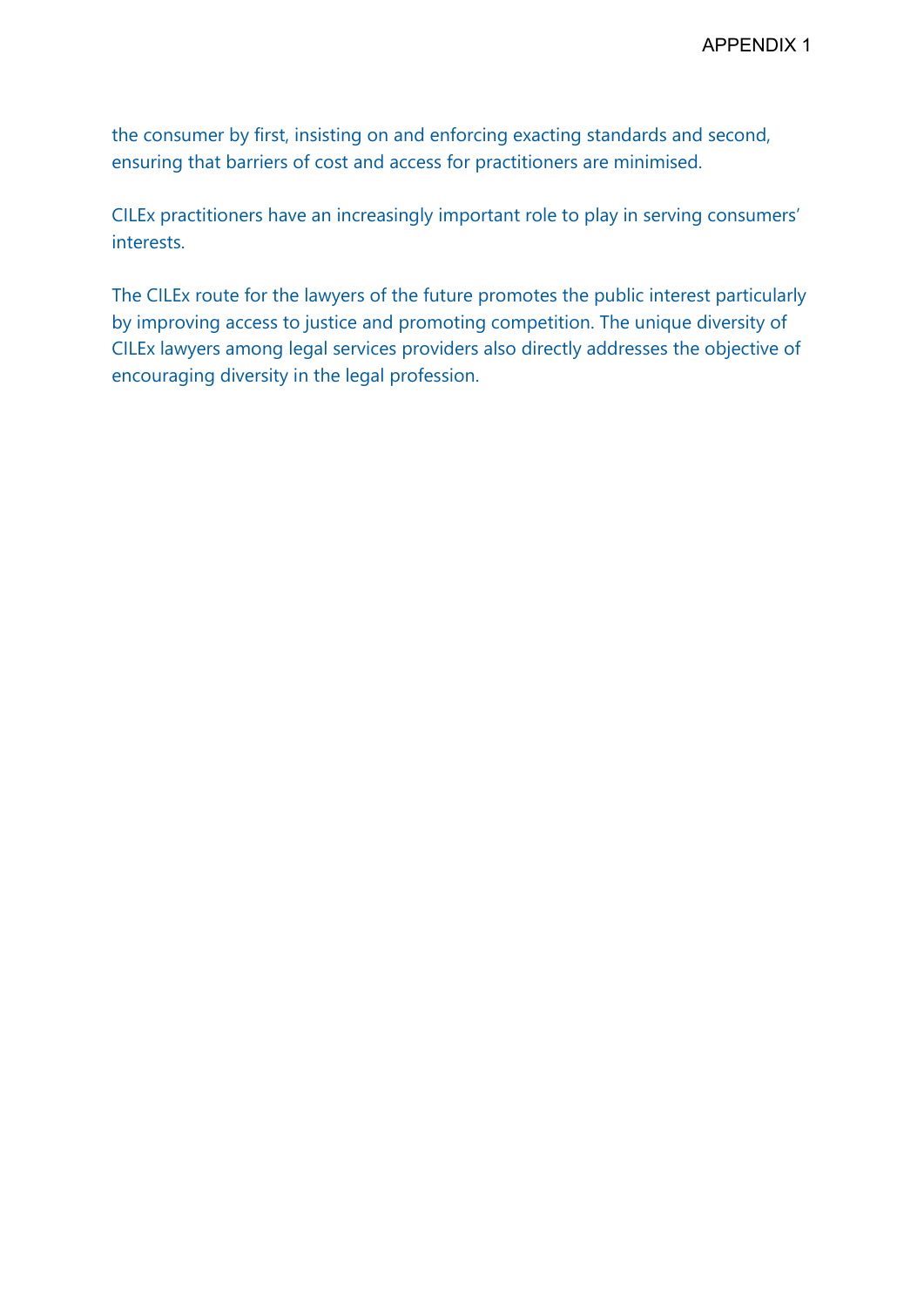the consumer by first, insisting on and enforcing exacting standards and second, ensuring that barriers of cost and access for practitioners are minimised.

CILEx practitioners have an increasingly important role to play in serving consumers' interests.

The CILEx route for the lawyers of the future promotes the public interest particularly by improving access to justice and promoting competition. The unique diversity of CILEx lawyers among legal services providers also directly addresses the objective of encouraging diversity in the legal profession.